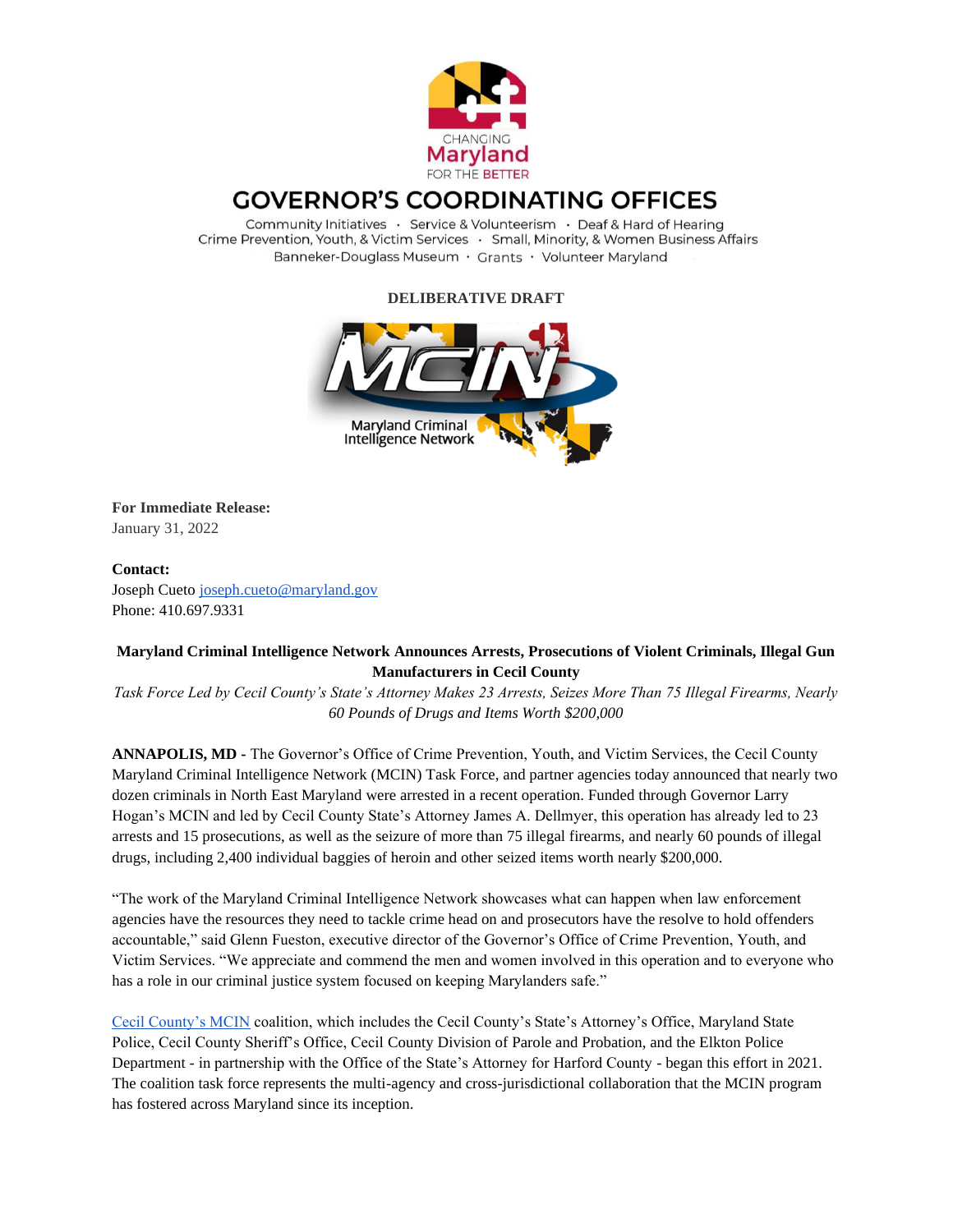# GOVERNOR'S COORDINATING OFFICES

Community Initiatives · Service & Volunteerism · Deaf & Hard of Hearing
Crime Prevention, Youth, & Victim Services · Small, Minority, & Women Business Affairs
Banneker-Douglass Museum · Grants · Volunteer Maryland

**DELIBERATIVE DRAFT**

**For Immediate Release:**
January 31, 2022

**Contact:**
Joseph Cueto joseph.cueto@maryland.gov
Phone: 410.697.9331

## Maryland Criminal Intelligence Network Announces Arrests, Prosecutions of Violent Criminals, Illegal Gun Manufacturers in Cecil County

*Task Force Led by Cecil County's State's Attorney Makes 23 Arrests, Seizes More Than 75 Illegal Firearms, Nearly 60 Pounds of Drugs and Items Worth $200,000*

**ANNAPOLIS, MD** - The Governor's Office of Crime Prevention, Youth, and Victim Services, the Cecil County Maryland Criminal Intelligence Network (MCIN) Task Force, and partner agencies today announced that nearly two dozen criminals in North East Maryland were arrested in a recent operation. Funded through Governor Larry Hogan's MCIN and led by Cecil County State's Attorney James A. Dellmyer, this operation has already led to 23 arrests and 15 prosecutions, as well as the seizure of more than 75 illegal firearms, and nearly 60 pounds of illegal drugs, including 2,400 individual baggies of heroin and other seized items worth nearly $200,000.

"The work of the Maryland Criminal Intelligence Network showcases what can happen when law enforcement agencies have the resources they need to tackle crime head on and prosecutors have the resolve to hold offenders accountable," said Glenn Fueston, executive director of the Governor's Office of Crime Prevention, Youth, and Victim Services. "We appreciate and commend the men and women involved in this operation and to everyone who has a role in our criminal justice system focused on keeping Marylanders safe."

Cecil County's MCIN coalition, which includes the Cecil County's State's Attorney's Office, Maryland State Police, Cecil County Sheriff's Office, Cecil County Division of Parole and Probation, and the Elkton Police Department - in partnership with the Office of the State's Attorney for Harford County - began this effort in 2021. The coalition task force represents the multi-agency and cross-jurisdictional collaboration that the MCIN program has fostered across Maryland since its inception.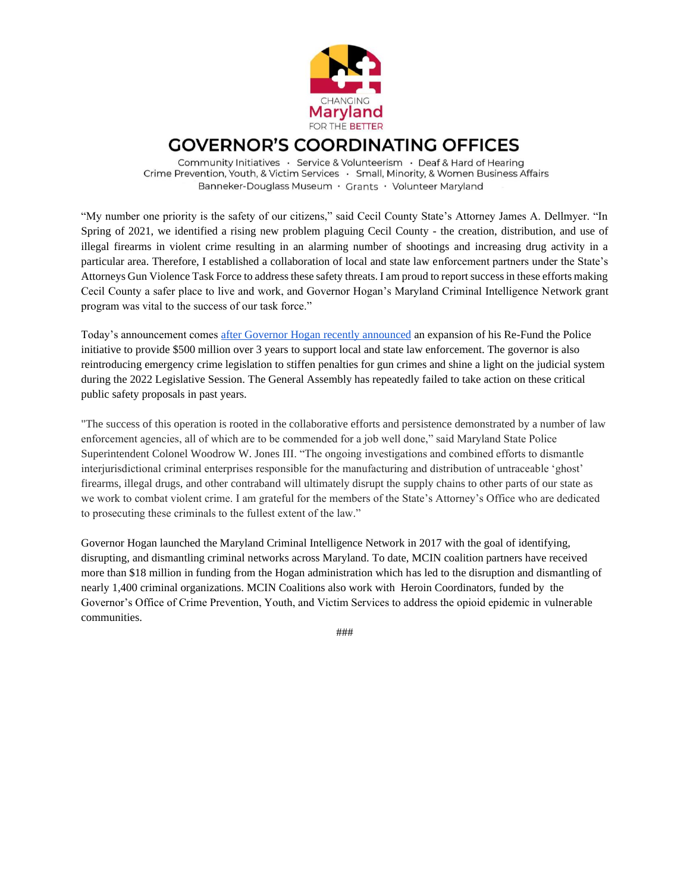# GOVERNOR'S COORDINATING OFFICES

Community Initiatives · Service & Volunteerism · Deaf & Hard of Hearing
Crime Prevention, Youth, & Victim Services · Small, Minority, & Women Business Affairs
Banneker-Douglass Museum · Grants · Volunteer Maryland

"My number one priority is the safety of our citizens," said Cecil County State's Attorney James A. Dellmyer. "In Spring of 2021, we identified a rising new problem plaguing Cecil County - the creation, distribution, and use of illegal firearms in violent crime resulting in an alarming number of shootings and increasing drug activity in a particular area. Therefore, I established a collaboration of local and state law enforcement partners under the State's Attorneys Gun Violence Task Force to address these safety threats. I am proud to report success in these efforts making Cecil County a safer place to live and work, and Governor Hogan's Maryland Criminal Intelligence Network grant program was vital to the success of our task force."

Today's announcement comes after Governor Hogan recently announced an expansion of his Re-Fund the Police initiative to provide $500 million over 3 years to support local and state law enforcement. The governor is also reintroducing emergency crime legislation to stiffen penalties for gun crimes and shine a light on the judicial system during the 2022 Legislative Session. The General Assembly has repeatedly failed to take action on these critical public safety proposals in past years.

"The success of this operation is rooted in the collaborative efforts and persistence demonstrated by a number of law enforcement agencies, all of which are to be commended for a job well done," said Maryland State Police Superintendent Colonel Woodrow W. Jones III. "The ongoing investigations and combined efforts to dismantle interjurisdictional criminal enterprises responsible for the manufacturing and distribution of untraceable 'ghost' firearms, illegal drugs, and other contraband will ultimately disrupt the supply chains to other parts of our state as we work to combat violent crime. I am grateful for the members of the State's Attorney's Office who are dedicated to prosecuting these criminals to the fullest extent of the law."

Governor Hogan launched the Maryland Criminal Intelligence Network in 2017 with the goal of identifying, disrupting, and dismantling criminal networks across Maryland. To date, MCIN coalition partners have received more than $18 million in funding from the Hogan administration which has led to the disruption and dismantling of nearly 1,400 criminal organizations. MCIN Coalitions also work with Heroin Coordinators, funded by the Governor's Office of Crime Prevention, Youth, and Victim Services to address the opioid epidemic in vulnerable communities.

###